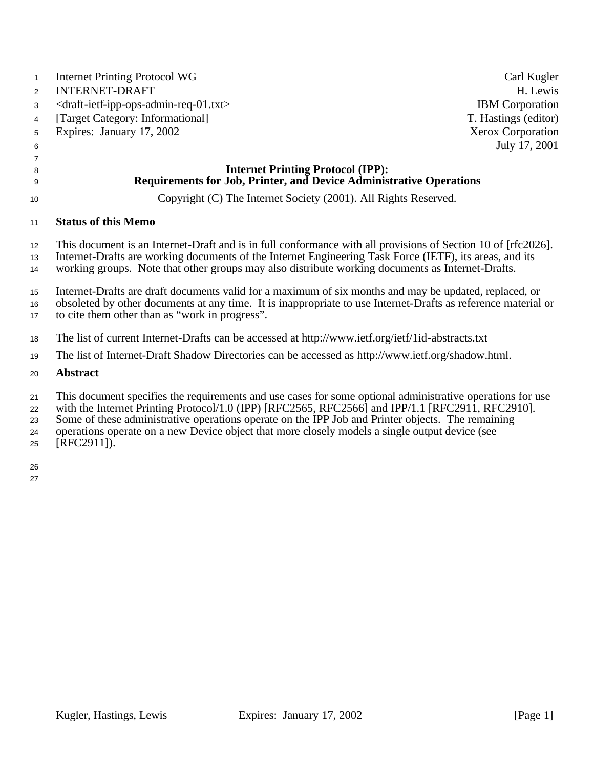Internet Printing Protocol WG — Carl Kugler
INTERNET-DRAFT — H. Lewis
<draft-ietf-ipp-ops-admin-req-01.txt> — IBM Corporation
[Target Category: Informational] — T. Hastings (editor)
Expires: January 17, 2002 — Xerox Corporation
July 17, 2001

# Internet Printing Protocol (IPP): Requirements for Job, Printer, and Device Administrative Operations

Copyright (C) The Internet Society (2001). All Rights Reserved.

## Status of this Memo

This document is an Internet-Draft and is in full conformance with all provisions of Section 10 of [rfc2026]. Internet-Drafts are working documents of the Internet Engineering Task Force (IETF), its areas, and its working groups. Note that other groups may also distribute working documents as Internet-Drafts.

Internet-Drafts are draft documents valid for a maximum of six months and may be updated, replaced, or obsoleted by other documents at any time. It is inappropriate to use Internet-Drafts as reference material or to cite them other than as "work in progress".

The list of current Internet-Drafts can be accessed at http://www.ietf.org/ietf/1id-abstracts.txt

The list of Internet-Draft Shadow Directories can be accessed as http://www.ietf.org/shadow.html.

## Abstract

This document specifies the requirements and use cases for some optional administrative operations for use with the Internet Printing Protocol/1.0 (IPP) [RFC2565, RFC2566] and IPP/1.1 [RFC2911, RFC2910]. Some of these administrative operations operate on the IPP Job and Printer objects. The remaining operations operate on a new Device object that more closely models a single output device (see [RFC2911]).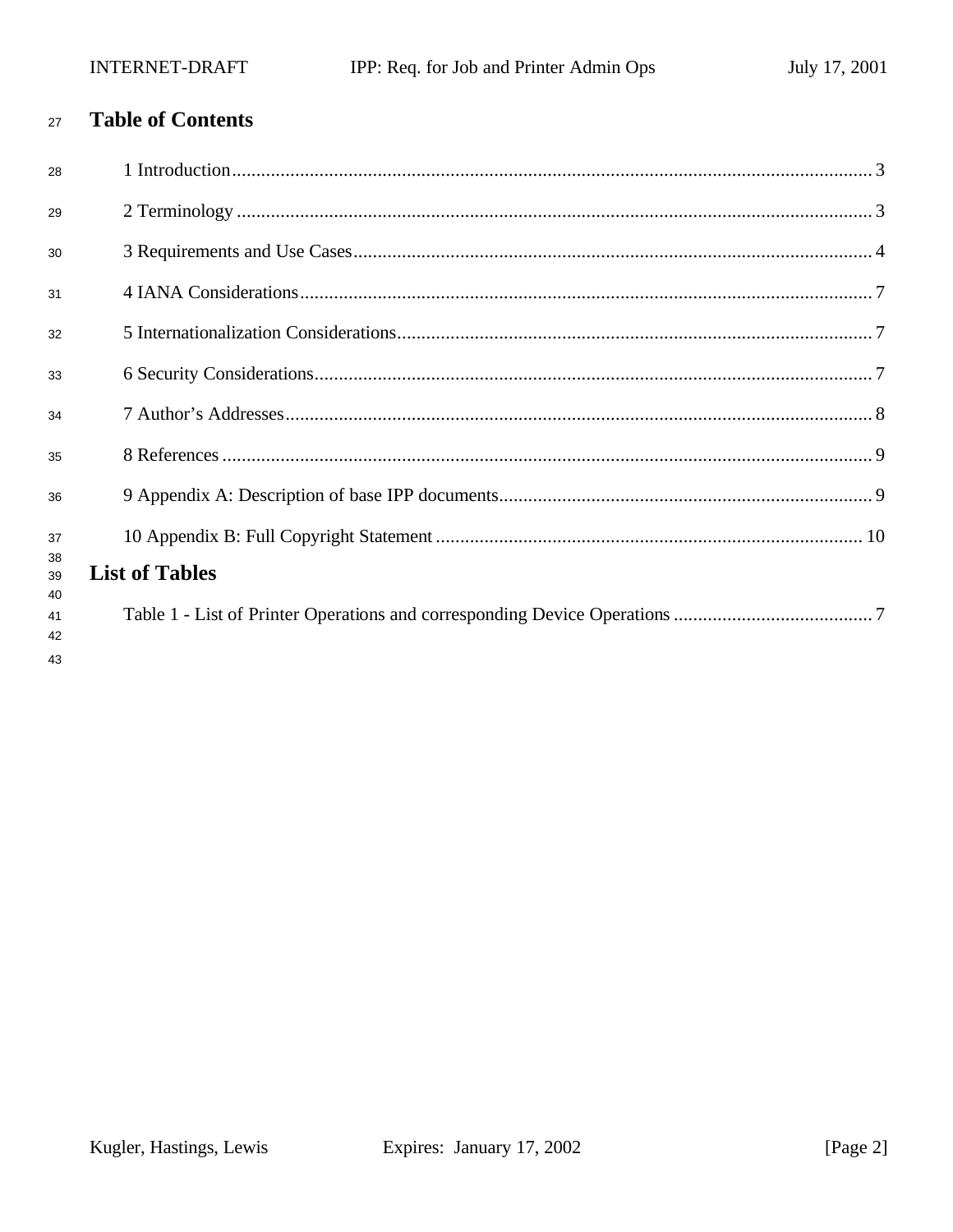# Table of Contents

1 Introduction .......... 3

2 Terminology .......... 3

3 Requirements and Use Cases .......... 4

4 IANA Considerations .......... 7

5 Internationalization Considerations .......... 7

6 Security Considerations .......... 7

7 Author's Addresses .......... 8

8 References .......... 9

9 Appendix A: Description of base IPP documents .......... 9

10 Appendix B: Full Copyright Statement .......... 10

# List of Tables

Table 1 - List of Printer Operations and corresponding Device Operations .......... 7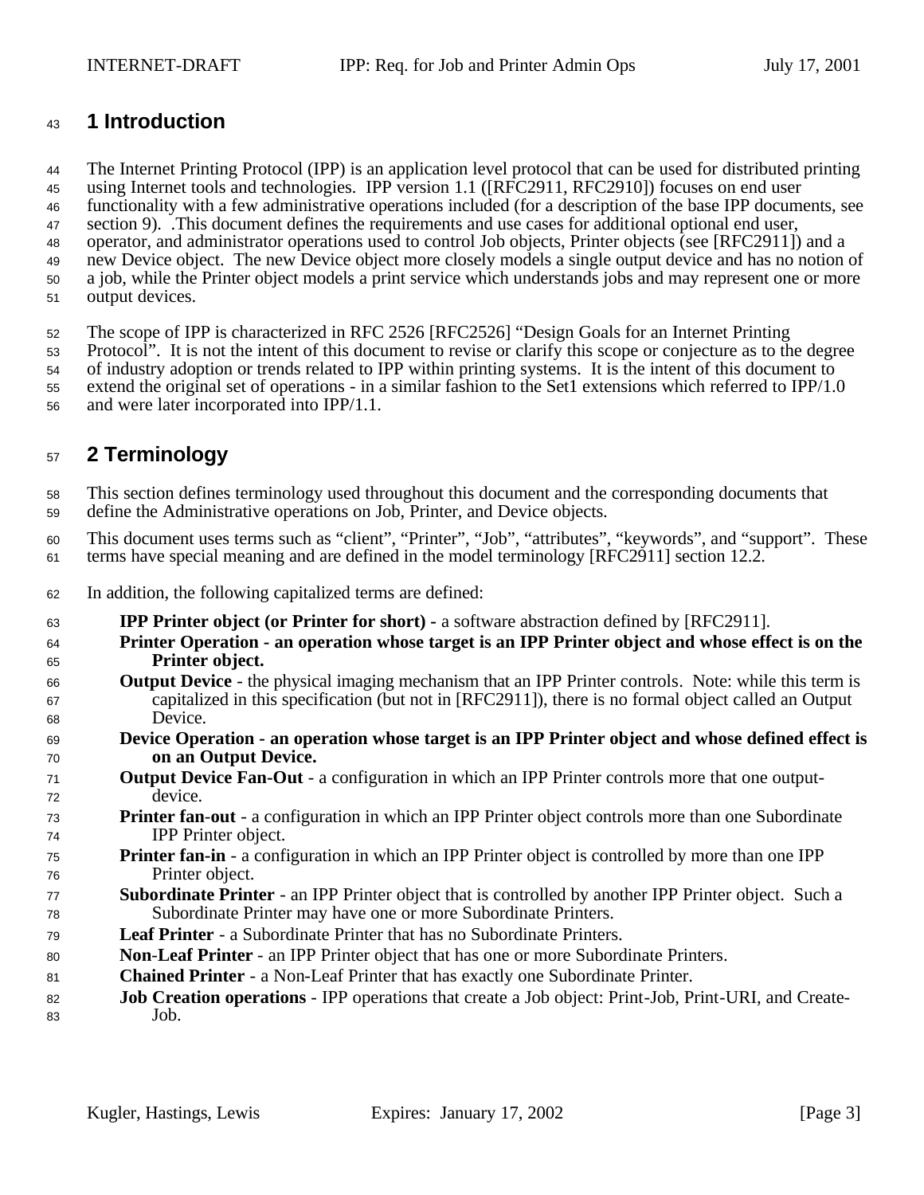# 1 Introduction

The Internet Printing Protocol (IPP) is an application level protocol that can be used for distributed printing using Internet tools and technologies. IPP version 1.1 ([RFC2911, RFC2910]) focuses on end user functionality with a few administrative operations included (for a description of the base IPP documents, see section 9). .This document defines the requirements and use cases for additional optional end user, operator, and administrator operations used to control Job objects, Printer objects (see [RFC2911]) and a new Device object. The new Device object more closely models a single output device and has no notion of a job, while the Printer object models a print service which understands jobs and may represent one or more output devices.

The scope of IPP is characterized in RFC 2526 [RFC2526] "Design Goals for an Internet Printing Protocol". It is not the intent of this document to revise or clarify this scope or conjecture as to the degree of industry adoption or trends related to IPP within printing systems. It is the intent of this document to extend the original set of operations - in a similar fashion to the Set1 extensions which referred to IPP/1.0 and were later incorporated into IPP/1.1.

# 2 Terminology

This section defines terminology used throughout this document and the corresponding documents that define the Administrative operations on Job, Printer, and Device objects.

This document uses terms such as "client", "Printer", "Job", "attributes", "keywords", and "support". These terms have special meaning and are defined in the model terminology [RFC2911] section 12.2.

In addition, the following capitalized terms are defined:

**IPP Printer object (or Printer for short) -** a software abstraction defined by [RFC2911].

**Printer Operation - an operation whose target is an IPP Printer object and whose effect is on the Printer object.**

**Output Device** - the physical imaging mechanism that an IPP Printer controls. Note: while this term is capitalized in this specification (but not in [RFC2911]), there is no formal object called an Output Device.

**Device Operation - an operation whose target is an IPP Printer object and whose defined effect is on an Output Device.**

**Output Device Fan-Out** - a configuration in which an IPP Printer controls more that one output-device.

**Printer fan-out** - a configuration in which an IPP Printer object controls more than one Subordinate IPP Printer object.

**Printer fan-in** - a configuration in which an IPP Printer object is controlled by more than one IPP Printer object.

**Subordinate Printer** - an IPP Printer object that is controlled by another IPP Printer object. Such a Subordinate Printer may have one or more Subordinate Printers.

**Leaf Printer** - a Subordinate Printer that has no Subordinate Printers.

**Non-Leaf Printer** - an IPP Printer object that has one or more Subordinate Printers.

**Chained Printer** - a Non-Leaf Printer that has exactly one Subordinate Printer.

**Job Creation operations** - IPP operations that create a Job object: Print-Job, Print-URI, and Create-Job.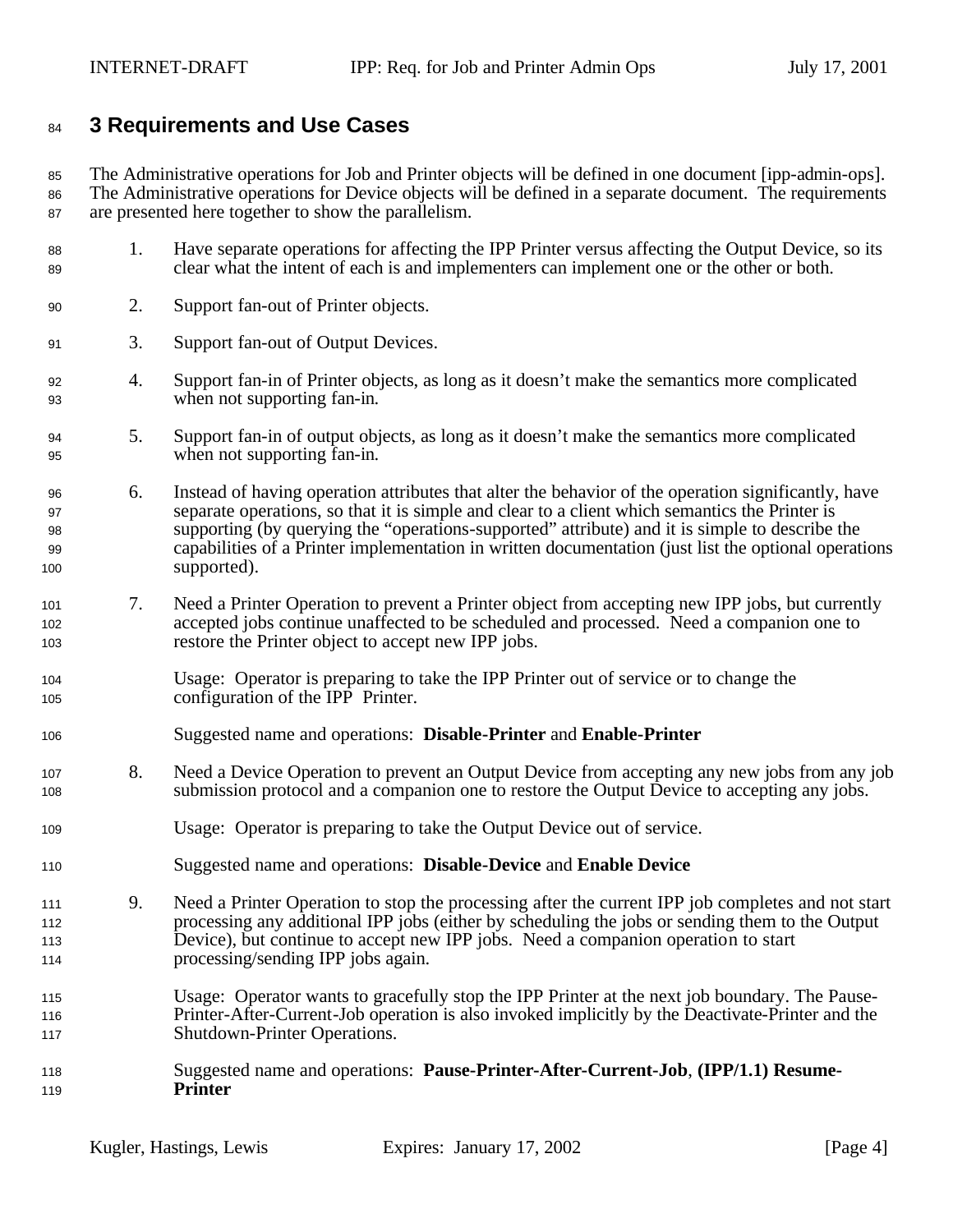# 3 Requirements and Use Cases

The Administrative operations for Job and Printer objects will be defined in one document [ipp-admin-ops]. The Administrative operations for Device objects will be defined in a separate document. The requirements are presented here together to show the parallelism.

1. Have separate operations for affecting the IPP Printer versus affecting the Output Device, so its clear what the intent of each is and implementers can implement one or the other or both.

2. Support fan-out of Printer objects.

3. Support fan-out of Output Devices.

4. Support fan-in of Printer objects, as long as it doesn't make the semantics more complicated when not supporting fan-in.

5. Support fan-in of output objects, as long as it doesn't make the semantics more complicated when not supporting fan-in.

6. Instead of having operation attributes that alter the behavior of the operation significantly, have separate operations, so that it is simple and clear to a client which semantics the Printer is supporting (by querying the "operations-supported" attribute) and it is simple to describe the capabilities of a Printer implementation in written documentation (just list the optional operations supported).

7. Need a Printer Operation to prevent a Printer object from accepting new IPP jobs, but currently accepted jobs continue unaffected to be scheduled and processed. Need a companion one to restore the Printer object to accept new IPP jobs.

   Usage: Operator is preparing to take the IPP Printer out of service or to change the configuration of the IPP Printer.

   Suggested name and operations: **Disable-Printer** and **Enable-Printer**

8. Need a Device Operation to prevent an Output Device from accepting any new jobs from any job submission protocol and a companion one to restore the Output Device to accepting any jobs.

   Usage: Operator is preparing to take the Output Device out of service.

   Suggested name and operations: **Disable-Device** and **Enable Device**

9. Need a Printer Operation to stop the processing after the current IPP job completes and not start processing any additional IPP jobs (either by scheduling the jobs or sending them to the Output Device), but continue to accept new IPP jobs. Need a companion operation to start processing/sending IPP jobs again.

   Usage: Operator wants to gracefully stop the IPP Printer at the next job boundary. The Pause-Printer-After-Current-Job operation is also invoked implicitly by the Deactivate-Printer and the Shutdown-Printer Operations.

   Suggested name and operations: **Pause-Printer-After-Current-Job**, **(IPP/1.1) Resume-Printer**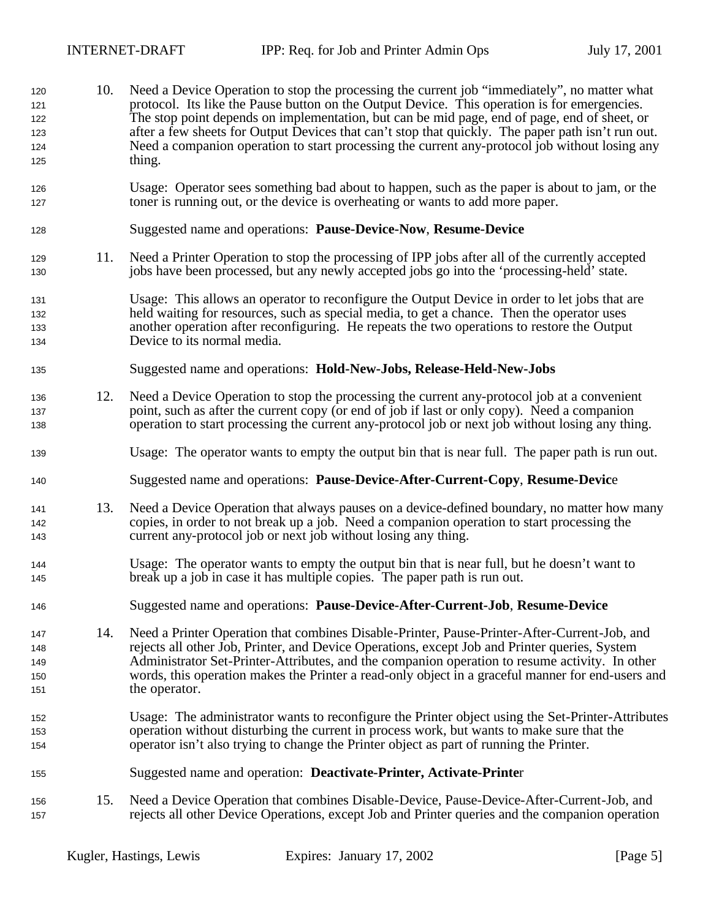10. Need a Device Operation to stop the processing the current job "immediately", no matter what protocol. Its like the Pause button on the Output Device. This operation is for emergencies. The stop point depends on implementation, but can be mid page, end of page, end of sheet, or after a few sheets for Output Devices that can't stop that quickly. The paper path isn't run out. Need a companion operation to start processing the current any-protocol job without losing any thing.

    Usage: Operator sees something bad about to happen, such as the paper is about to jam, or the toner is running out, or the device is overheating or wants to add more paper.

    Suggested name and operations: **Pause-Device-Now**, **Resume-Device**

11. Need a Printer Operation to stop the processing of IPP jobs after all of the currently accepted jobs have been processed, but any newly accepted jobs go into the 'processing-held' state.

    Usage: This allows an operator to reconfigure the Output Device in order to let jobs that are held waiting for resources, such as special media, to get a chance. Then the operator uses another operation after reconfiguring. He repeats the two operations to restore the Output Device to its normal media.

    Suggested name and operations: **Hold-New-Jobs, Release-Held-New-Jobs**

12. Need a Device Operation to stop the processing the current any-protocol job at a convenient point, such as after the current copy (or end of job if last or only copy). Need a companion operation to start processing the current any-protocol job or next job without losing any thing.

    Usage: The operator wants to empty the output bin that is near full. The paper path is run out.

    Suggested name and operations: **Pause-Device-After-Current-Copy**, **Resume-Device**

13. Need a Device Operation that always pauses on a device-defined boundary, no matter how many copies, in order to not break up a job. Need a companion operation to start processing the current any-protocol job or next job without losing any thing.

    Usage: The operator wants to empty the output bin that is near full, but he doesn't want to break up a job in case it has multiple copies. The paper path is run out.

    Suggested name and operations: **Pause-Device-After-Current-Job**, **Resume-Device**

14. Need a Printer Operation that combines Disable-Printer, Pause-Printer-After-Current-Job, and rejects all other Job, Printer, and Device Operations, except Job and Printer queries, System Administrator Set-Printer-Attributes, and the companion operation to resume activity. In other words, this operation makes the Printer a read-only object in a graceful manner for end-users and the operator.

    Usage: The administrator wants to reconfigure the Printer object using the Set-Printer-Attributes operation without disturbing the current in process work, but wants to make sure that the operator isn't also trying to change the Printer object as part of running the Printer.

    Suggested name and operation: **Deactivate-Printer, Activate-Printer**

15. Need a Device Operation that combines Disable-Device, Pause-Device-After-Current-Job, and rejects all other Device Operations, except Job and Printer queries and the companion operation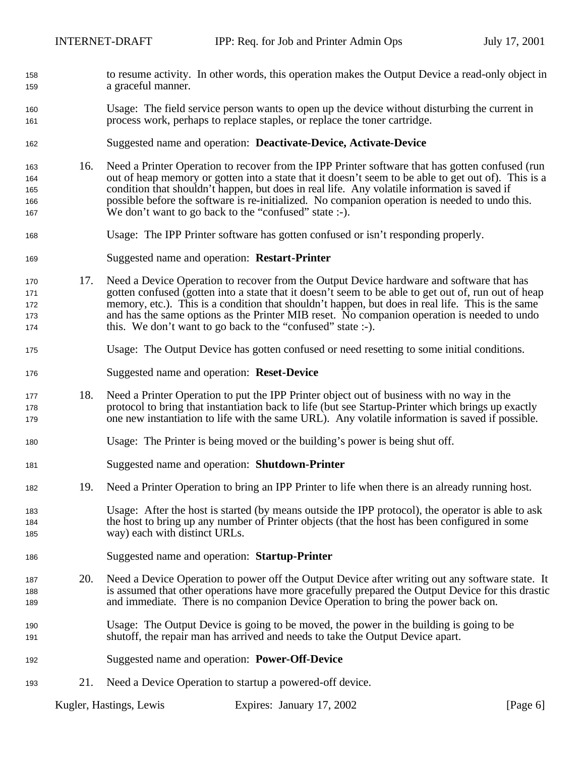to resume activity. In other words, this operation makes the Output Device a read-only object in a graceful manner.

Usage: The field service person wants to open up the device without disturbing the current in process work, perhaps to replace staples, or replace the toner cartridge.

Suggested name and operation: **Deactivate-Device, Activate-Device**

16. Need a Printer Operation to recover from the IPP Printer software that has gotten confused (run out of heap memory or gotten into a state that it doesn't seem to be able to get out of). This is a condition that shouldn't happen, but does in real life. Any volatile information is saved if possible before the software is re-initialized. No companion operation is needed to undo this. We don't want to go back to the "confused" state :-).

    Usage: The IPP Printer software has gotten confused or isn't responding properly.

    Suggested name and operation: **Restart-Printer**

17. Need a Device Operation to recover from the Output Device hardware and software that has gotten confused (gotten into a state that it doesn't seem to be able to get out of, run out of heap memory, etc.). This is a condition that shouldn't happen, but does in real life. This is the same and has the same options as the Printer MIB reset. No companion operation is needed to undo this. We don't want to go back to the "confused" state :-).

    Usage: The Output Device has gotten confused or need resetting to some initial conditions.

    Suggested name and operation: **Reset-Device**

18. Need a Printer Operation to put the IPP Printer object out of business with no way in the protocol to bring that instantiation back to life (but see Startup-Printer which brings up exactly one new instantiation to life with the same URL). Any volatile information is saved if possible.

    Usage: The Printer is being moved or the building's power is being shut off.

    Suggested name and operation: **Shutdown-Printer**

19. Need a Printer Operation to bring an IPP Printer to life when there is an already running host.

    Usage: After the host is started (by means outside the IPP protocol), the operator is able to ask the host to bring up any number of Printer objects (that the host has been configured in some way) each with distinct URLs.

    Suggested name and operation: **Startup-Printer**

20. Need a Device Operation to power off the Output Device after writing out any software state. It is assumed that other operations have more gracefully prepared the Output Device for this drastic and immediate. There is no companion Device Operation to bring the power back on.

    Usage: The Output Device is going to be moved, the power in the building is going to be shutoff, the repair man has arrived and needs to take the Output Device apart.

    Suggested name and operation: **Power-Off-Device**

21. Need a Device Operation to startup a powered-off device.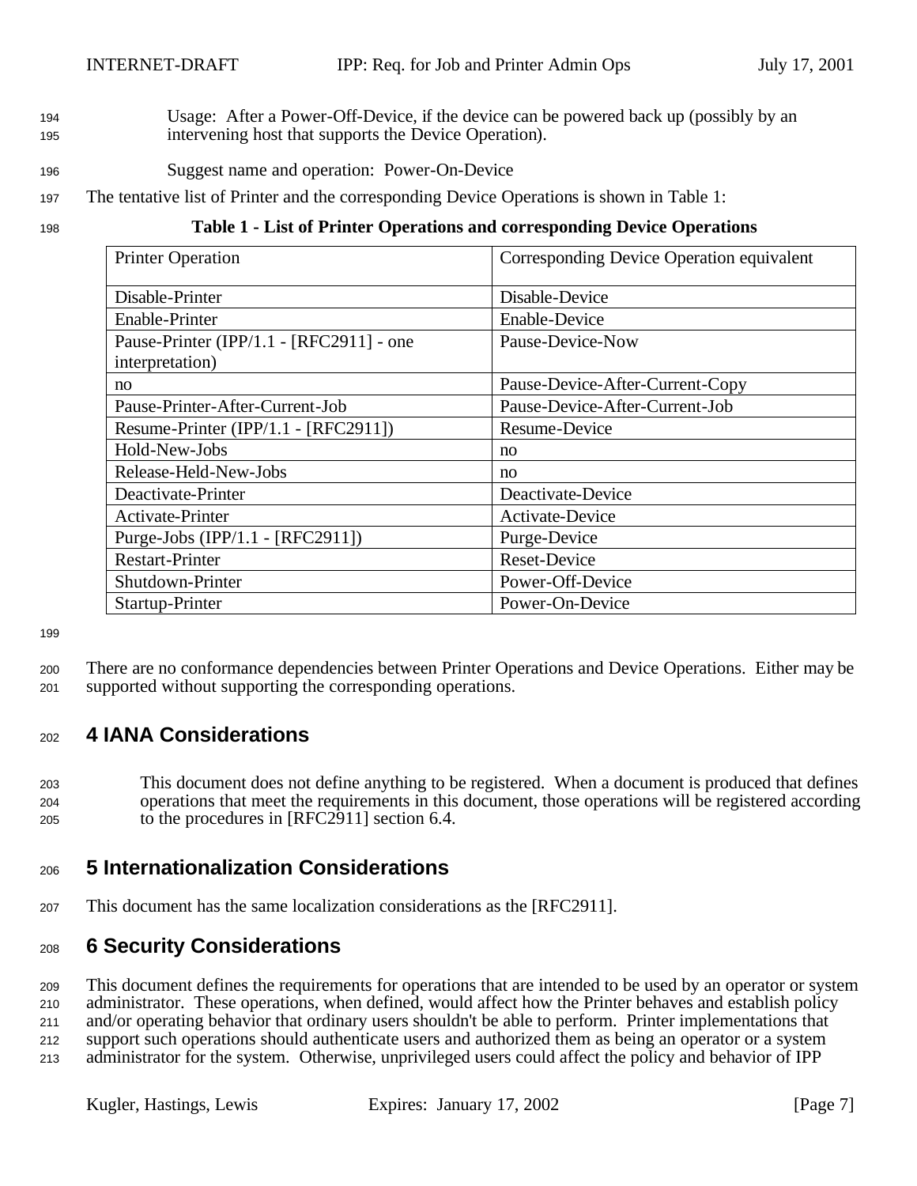Usage: After a Power-Off-Device, if the device can be powered back up (possibly by an intervening host that supports the Device Operation).

Suggest name and operation: Power-On-Device

The tentative list of Printer and the corresponding Device Operations is shown in Table 1:

**Table 1 - List of Printer Operations and corresponding Device Operations**

| Printer Operation | Corresponding Device Operation equivalent |
| --- | --- |
| Disable-Printer | Disable-Device |
| Enable-Printer | Enable-Device |
| Pause-Printer (IPP/1.1 - [RFC2911] - one interpretation) | Pause-Device-Now |
| no | Pause-Device-After-Current-Copy |
| Pause-Printer-After-Current-Job | Pause-Device-After-Current-Job |
| Resume-Printer (IPP/1.1 - [RFC2911]) | Resume-Device |
| Hold-New-Jobs | no |
| Release-Held-New-Jobs | no |
| Deactivate-Printer | Deactivate-Device |
| Activate-Printer | Activate-Device |
| Purge-Jobs (IPP/1.1 - [RFC2911]) | Purge-Device |
| Restart-Printer | Reset-Device |
| Shutdown-Printer | Power-Off-Device |
| Startup-Printer | Power-On-Device |

There are no conformance dependencies between Printer Operations and Device Operations. Either may be supported without supporting the corresponding operations.

# 4 IANA Considerations

This document does not define anything to be registered. When a document is produced that defines operations that meet the requirements in this document, those operations will be registered according to the procedures in [RFC2911] section 6.4.

# 5 Internationalization Considerations

This document has the same localization considerations as the [RFC2911].

# 6 Security Considerations

This document defines the requirements for operations that are intended to be used by an operator or system administrator. These operations, when defined, would affect how the Printer behaves and establish policy and/or operating behavior that ordinary users shouldn't be able to perform. Printer implementations that support such operations should authenticate users and authorized them as being an operator or a system administrator for the system. Otherwise, unprivileged users could affect the policy and behavior of IPP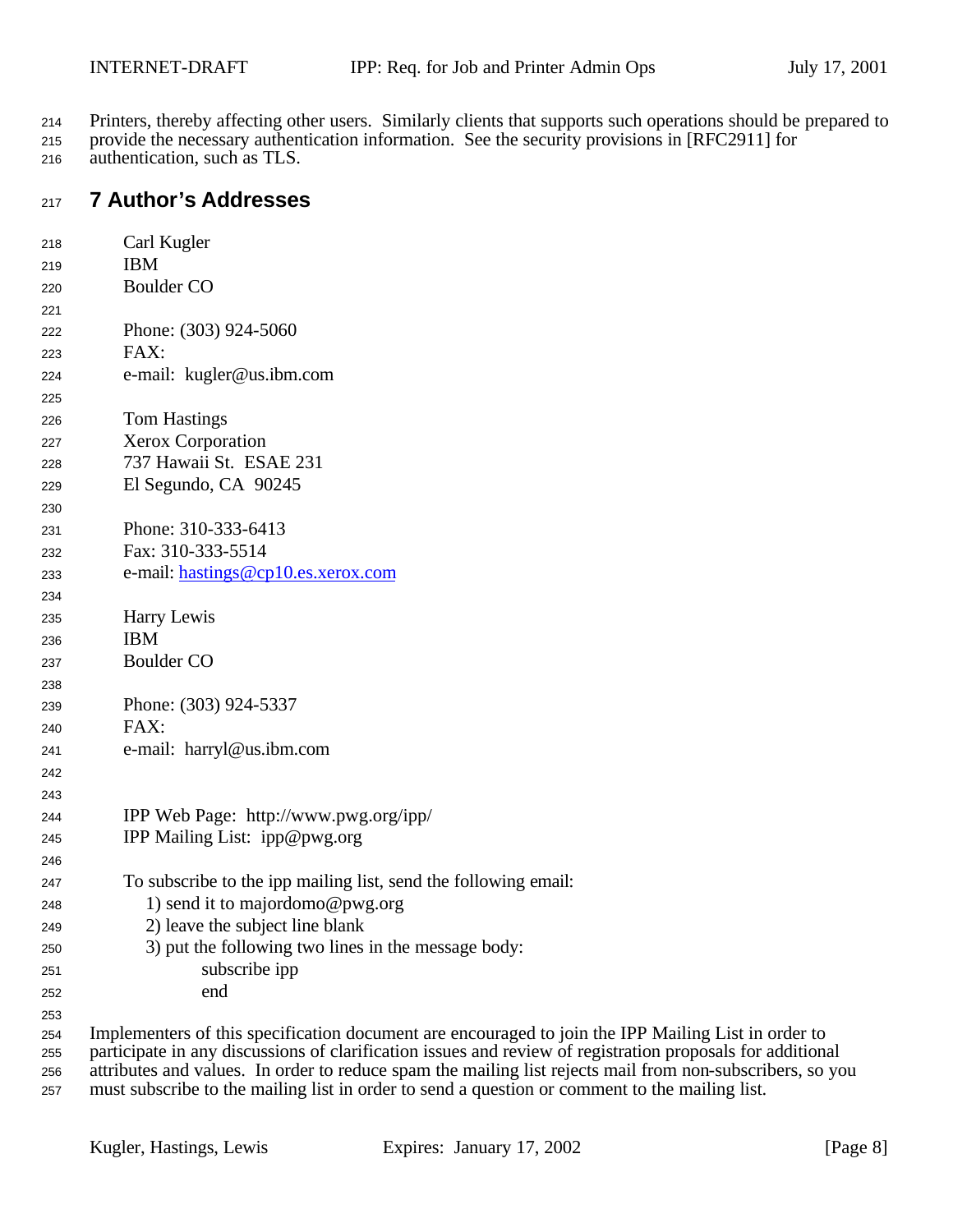Printers, thereby affecting other users. Similarly clients that supports such operations should be prepared to provide the necessary authentication information. See the security provisions in [RFC2911] for authentication, such as TLS.

# 7 Author's Addresses

Carl Kugler
IBM
Boulder CO

Phone: (303) 924-5060
FAX:
e-mail: kugler@us.ibm.com

Tom Hastings
Xerox Corporation
737 Hawaii St. ESAE 231
El Segundo, CA 90245

Phone: 310-333-6413
Fax: 310-333-5514
e-mail: hastings@cp10.es.xerox.com

Harry Lewis
IBM
Boulder CO

Phone: (303) 924-5337
FAX:
e-mail: harryl@us.ibm.com

IPP Web Page: http://www.pwg.org/ipp/
IPP Mailing List: ipp@pwg.org

To subscribe to the ipp mailing list, send the following email:
1) send it to majordomo@pwg.org
2) leave the subject line blank
3) put the following two lines in the message body:
subscribe ipp
end

Implementers of this specification document are encouraged to join the IPP Mailing List in order to participate in any discussions of clarification issues and review of registration proposals for additional attributes and values. In order to reduce spam the mailing list rejects mail from non-subscribers, so you must subscribe to the mailing list in order to send a question or comment to the mailing list.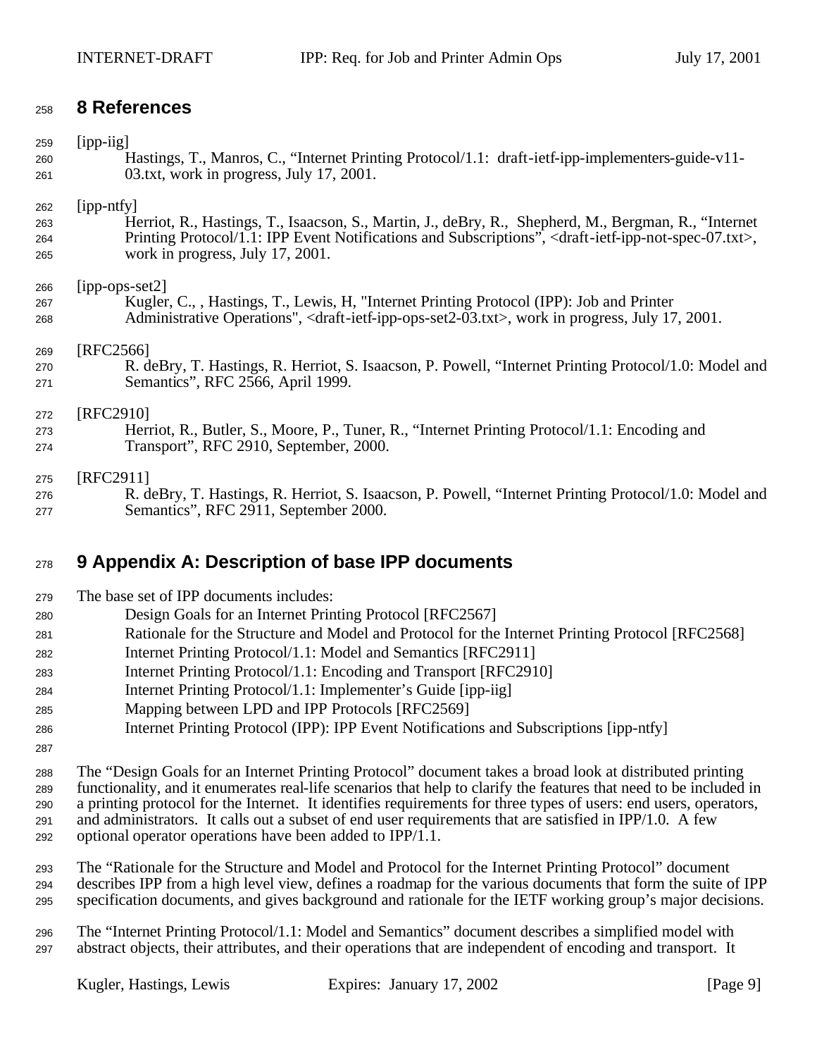## 8 References

[ipp-iig]
Hastings, T., Manros, C., "Internet Printing Protocol/1.1: draft-ietf-ipp-implementers-guide-v11-03.txt, work in progress, July 17, 2001.

[ipp-ntfy]
Herriot, R., Hastings, T., Isaacson, S., Martin, J., deBry, R., Shepherd, M., Bergman, R., "Internet Printing Protocol/1.1: IPP Event Notifications and Subscriptions", <draft-ietf-ipp-not-spec-07.txt>, work in progress, July 17, 2001.

[ipp-ops-set2]
Kugler, C., , Hastings, T., Lewis, H, "Internet Printing Protocol (IPP): Job and Printer Administrative Operations", <draft-ietf-ipp-ops-set2-03.txt>, work in progress, July 17, 2001.

[RFC2566]
R. deBry, T. Hastings, R. Herriot, S. Isaacson, P. Powell, "Internet Printing Protocol/1.0: Model and Semantics", RFC 2566, April 1999.

[RFC2910]
Herriot, R., Butler, S., Moore, P., Tuner, R., "Internet Printing Protocol/1.1: Encoding and Transport", RFC 2910, September, 2000.

[RFC2911]
R. deBry, T. Hastings, R. Herriot, S. Isaacson, P. Powell, "Internet Printing Protocol/1.0: Model and Semantics", RFC 2911, September 2000.

## 9 Appendix A: Description of base IPP documents

The base set of IPP documents includes:

Design Goals for an Internet Printing Protocol [RFC2567]
Rationale for the Structure and Model and Protocol for the Internet Printing Protocol [RFC2568]
Internet Printing Protocol/1.1: Model and Semantics [RFC2911]
Internet Printing Protocol/1.1: Encoding and Transport [RFC2910]
Internet Printing Protocol/1.1: Implementer's Guide [ipp-iig]
Mapping between LPD and IPP Protocols [RFC2569]
Internet Printing Protocol (IPP): IPP Event Notifications and Subscriptions [ipp-ntfy]

The "Design Goals for an Internet Printing Protocol" document takes a broad look at distributed printing functionality, and it enumerates real-life scenarios that help to clarify the features that need to be included in a printing protocol for the Internet. It identifies requirements for three types of users: end users, operators, and administrators. It calls out a subset of end user requirements that are satisfied in IPP/1.0. A few optional operator operations have been added to IPP/1.1.

The "Rationale for the Structure and Model and Protocol for the Internet Printing Protocol" document describes IPP from a high level view, defines a roadmap for the various documents that form the suite of IPP specification documents, and gives background and rationale for the IETF working group's major decisions.

The "Internet Printing Protocol/1.1: Model and Semantics" document describes a simplified model with abstract objects, their attributes, and their operations that are independent of encoding and transport. It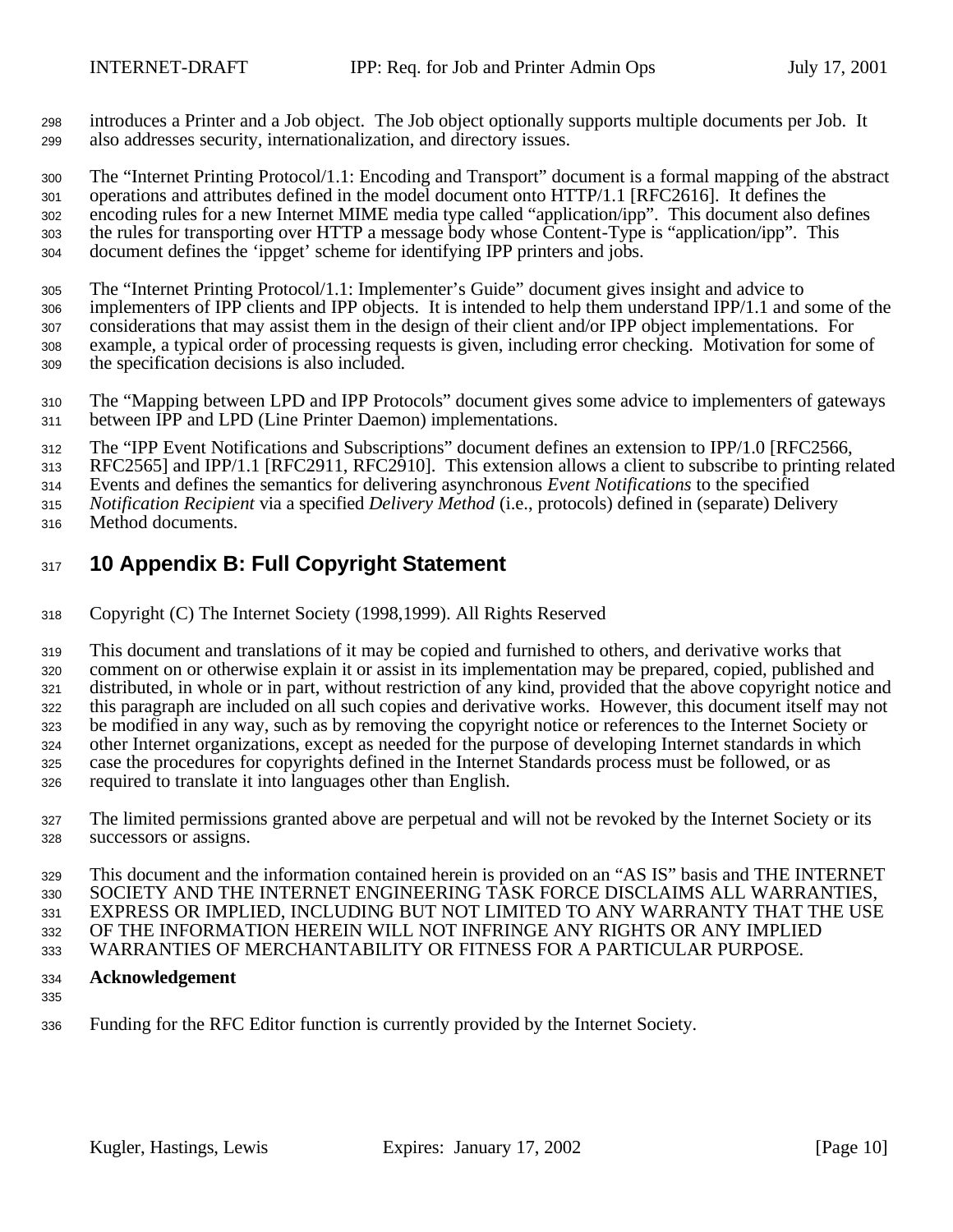introduces a Printer and a Job object. The Job object optionally supports multiple documents per Job. It also addresses security, internationalization, and directory issues.

The "Internet Printing Protocol/1.1: Encoding and Transport" document is a formal mapping of the abstract operations and attributes defined in the model document onto HTTP/1.1 [RFC2616]. It defines the encoding rules for a new Internet MIME media type called "application/ipp". This document also defines the rules for transporting over HTTP a message body whose Content-Type is "application/ipp". This document defines the 'ippget' scheme for identifying IPP printers and jobs.

The "Internet Printing Protocol/1.1: Implementer's Guide" document gives insight and advice to implementers of IPP clients and IPP objects. It is intended to help them understand IPP/1.1 and some of the considerations that may assist them in the design of their client and/or IPP object implementations. For example, a typical order of processing requests is given, including error checking. Motivation for some of the specification decisions is also included.

The "Mapping between LPD and IPP Protocols" document gives some advice to implementers of gateways between IPP and LPD (Line Printer Daemon) implementations.

The "IPP Event Notifications and Subscriptions" document defines an extension to IPP/1.0 [RFC2566, RFC2565] and IPP/1.1 [RFC2911, RFC2910]. This extension allows a client to subscribe to printing related Events and defines the semantics for delivering asynchronous *Event Notifications* to the specified *Notification Recipient* via a specified *Delivery Method* (i.e., protocols) defined in (separate) Delivery Method documents.

# 10 Appendix B: Full Copyright Statement

Copyright (C) The Internet Society (1998,1999). All Rights Reserved

This document and translations of it may be copied and furnished to others, and derivative works that comment on or otherwise explain it or assist in its implementation may be prepared, copied, published and distributed, in whole or in part, without restriction of any kind, provided that the above copyright notice and this paragraph are included on all such copies and derivative works. However, this document itself may not be modified in any way, such as by removing the copyright notice or references to the Internet Society or other Internet organizations, except as needed for the purpose of developing Internet standards in which case the procedures for copyrights defined in the Internet Standards process must be followed, or as required to translate it into languages other than English.

The limited permissions granted above are perpetual and will not be revoked by the Internet Society or its successors or assigns.

This document and the information contained herein is provided on an "AS IS" basis and THE INTERNET SOCIETY AND THE INTERNET ENGINEERING TASK FORCE DISCLAIMS ALL WARRANTIES, EXPRESS OR IMPLIED, INCLUDING BUT NOT LIMITED TO ANY WARRANTY THAT THE USE OF THE INFORMATION HEREIN WILL NOT INFRINGE ANY RIGHTS OR ANY IMPLIED WARRANTIES OF MERCHANTABILITY OR FITNESS FOR A PARTICULAR PURPOSE.

**Acknowledgement**

Funding for the RFC Editor function is currently provided by the Internet Society.